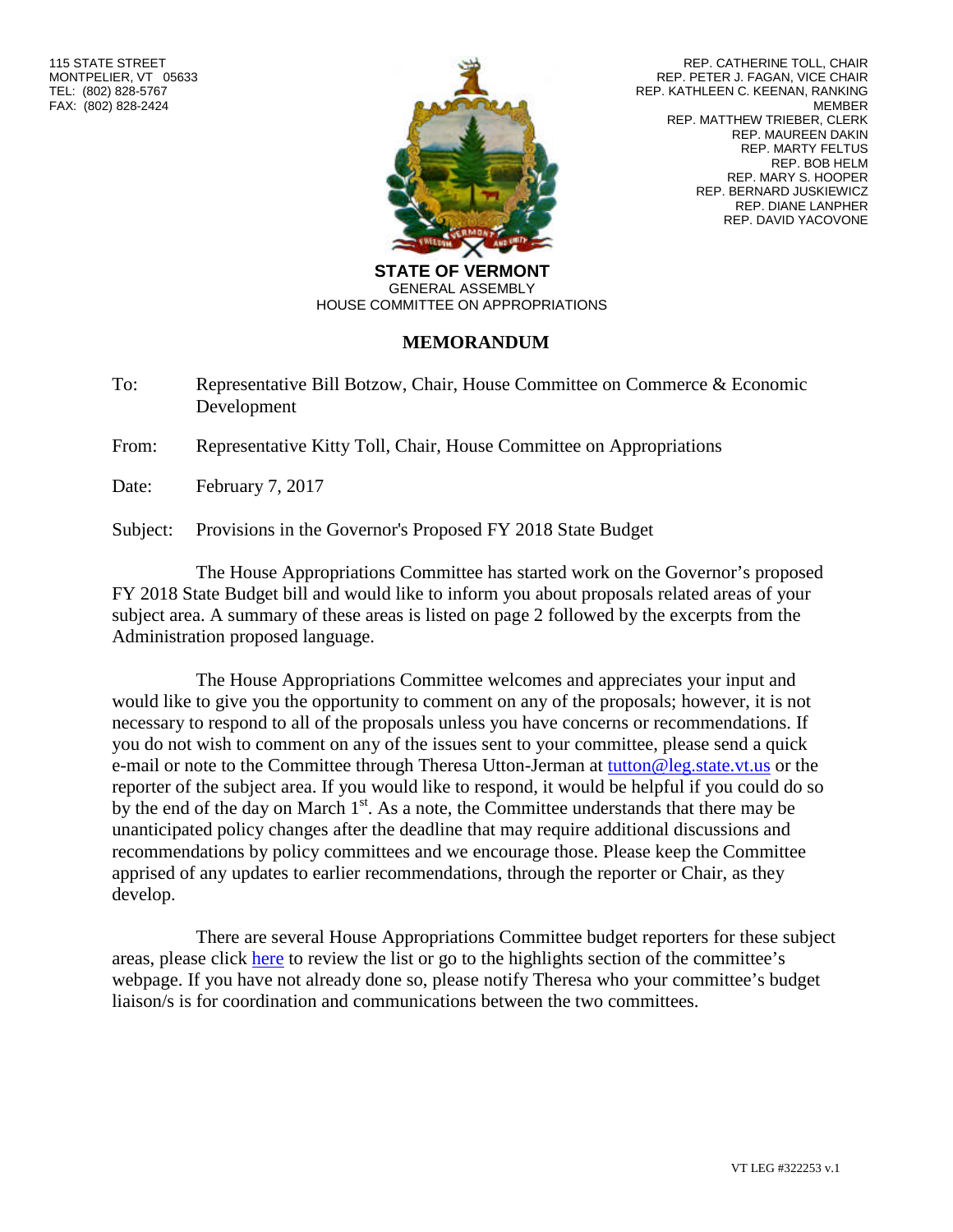115 STATE STREET
MONTPELIER, VT 05633
TEL: (802) 828-5767
FAX: (802) 828-2424

REP. CATHERINE TOLL, CHAIR
REP. PETER J. FAGAN, VICE CHAIR
REP. KATHLEEN C. KEENAN, RANKING MEMBER
REP. MATTHEW TRIEBER, CLERK
REP. MAUREEN DAKIN
REP. MARTY FELTUS
REP. BOB HELM
REP. MARY S. HOOPER
REP. BERNARD JUSKIEWICZ
REP. DIANE LANPHER
REP. DAVID YACOVONE

**STATE OF VERMONT**
GENERAL ASSEMBLY
HOUSE COMMITTEE ON APPROPRIATIONS

# MEMORANDUM

To: Representative Bill Botzow, Chair, House Committee on Commerce & Economic Development

From: Representative Kitty Toll, Chair, House Committee on Appropriations

Date: February 7, 2017

Subject: Provisions in the Governor's Proposed FY 2018 State Budget

The House Appropriations Committee has started work on the Governor's proposed FY 2018 State Budget bill and would like to inform you about proposals related areas of your subject area. A summary of these areas is listed on page 2 followed by the excerpts from the Administration proposed language.

The House Appropriations Committee welcomes and appreciates your input and would like to give you the opportunity to comment on any of the proposals; however, it is not necessary to respond to all of the proposals unless you have concerns or recommendations. If you do not wish to comment on any of the issues sent to your committee, please send a quick e-mail or note to the Committee through Theresa Utton-Jerman at tutton@leg.state.vt.us or the reporter of the subject area. If you would like to respond, it would be helpful if you could do so by the end of the day on March 1st. As a note, the Committee understands that there may be unanticipated policy changes after the deadline that may require additional discussions and recommendations by policy committees and we encourage those. Please keep the Committee apprised of any updates to earlier recommendations, through the reporter or Chair, as they develop.

There are several House Appropriations Committee budget reporters for these subject areas, please click here to review the list or go to the highlights section of the committee's webpage. If you have not already done so, please notify Theresa who your committee's budget liaison/s is for coordination and communications between the two committees.

VT LEG #322253 v.1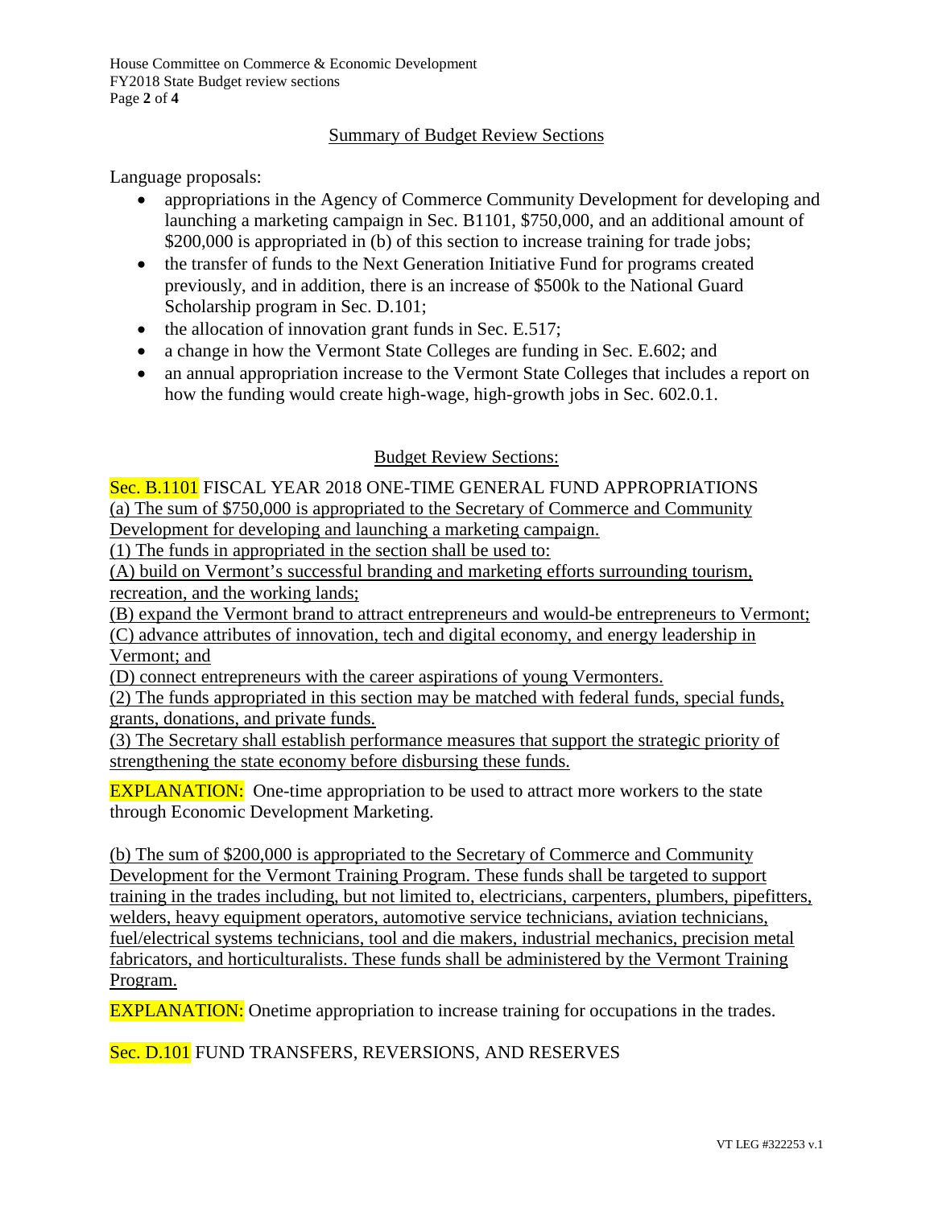## Summary of Budget Review Sections

Language proposals:

- appropriations in the Agency of Commerce Community Development for developing and launching a marketing campaign in Sec. B1101, \$750,000, and an additional amount of \$200,000 is appropriated in (b) of this section to increase training for trade jobs;
- the transfer of funds to the Next Generation Initiative Fund for programs created previously, and in addition, there is an increase of \$500k to the National Guard Scholarship program in Sec. D.101;
- the allocation of innovation grant funds in Sec. E.517;
- a change in how the Vermont State Colleges are funding in Sec. E.602; and
- an annual appropriation increase to the Vermont State Colleges that includes a report on how the funding would create high-wage, high-growth jobs in Sec. 602.0.1.

## Budget Review Sections:

**Sec. B.1101** FISCAL YEAR 2018 ONE-TIME GENERAL FUND APPROPRIATIONS

(a) The sum of \$750,000 is appropriated to the Secretary of Commerce and Community Development for developing and launching a marketing campaign.

(1) The funds in appropriated in the section shall be used to:

(A) build on Vermont's successful branding and marketing efforts surrounding tourism, recreation, and the working lands;

(B) expand the Vermont brand to attract entrepreneurs and would-be entrepreneurs to Vermont;

(C) advance attributes of innovation, tech and digital economy, and energy leadership in Vermont; and

(D) connect entrepreneurs with the career aspirations of young Vermonters.

(2) The funds appropriated in this section may be matched with federal funds, special funds, grants, donations, and private funds.

(3) The Secretary shall establish performance measures that support the strategic priority of strengthening the state economy before disbursing these funds.

**EXPLANATION:** One-time appropriation to be used to attract more workers to the state through Economic Development Marketing.

(b) The sum of \$200,000 is appropriated to the Secretary of Commerce and Community Development for the Vermont Training Program. These funds shall be targeted to support training in the trades including, but not limited to, electricians, carpenters, plumbers, pipefitters, welders, heavy equipment operators, automotive service technicians, aviation technicians, fuel/electrical systems technicians, tool and die makers, industrial mechanics, precision metal fabricators, and horticulturalists. These funds shall be administered by the Vermont Training Program.

**EXPLANATION:** Onetime appropriation to increase training for occupations in the trades.

**Sec. D.101** FUND TRANSFERS, REVERSIONS, AND RESERVES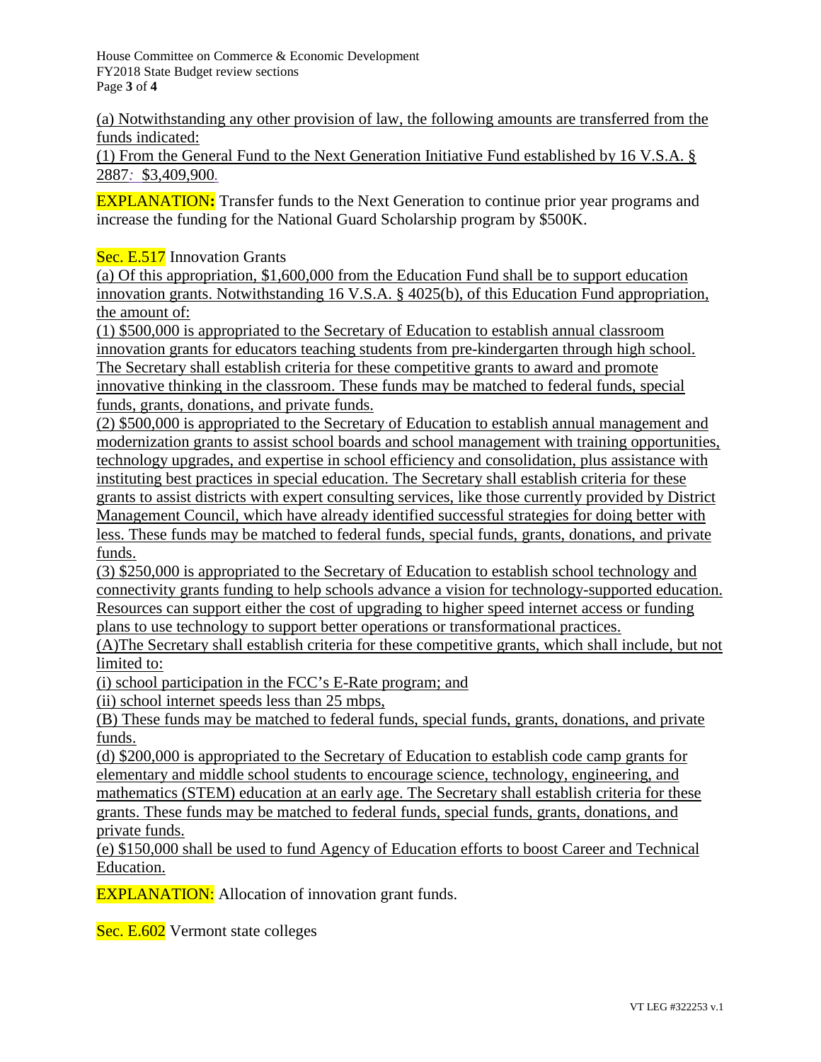(a) Notwithstanding any other provision of law, the following amounts are transferred from the funds indicated:

(1) From the General Fund to the Next Generation Initiative Fund established by 16 V.S.A. § 2887: $3,409,900.

**EXPLANATION:** Transfer funds to the Next Generation to continue prior year programs and increase the funding for the National Guard Scholarship program by $500K.

Sec. E.517 Innovation Grants

(a) Of this appropriation, $1,600,000 from the Education Fund shall be to support education innovation grants. Notwithstanding 16 V.S.A. § 4025(b), of this Education Fund appropriation, the amount of:

(1) $500,000 is appropriated to the Secretary of Education to establish annual classroom innovation grants for educators teaching students from pre-kindergarten through high school. The Secretary shall establish criteria for these competitive grants to award and promote innovative thinking in the classroom. These funds may be matched to federal funds, special funds, grants, donations, and private funds.

(2) $500,000 is appropriated to the Secretary of Education to establish annual management and modernization grants to assist school boards and school management with training opportunities, technology upgrades, and expertise in school efficiency and consolidation, plus assistance with instituting best practices in special education. The Secretary shall establish criteria for these grants to assist districts with expert consulting services, like those currently provided by District Management Council, which have already identified successful strategies for doing better with less. These funds may be matched to federal funds, special funds, grants, donations, and private funds.

(3) $250,000 is appropriated to the Secretary of Education to establish school technology and connectivity grants funding to help schools advance a vision for technology-supported education. Resources can support either the cost of upgrading to higher speed internet access or funding plans to use technology to support better operations or transformational practices.

(A)The Secretary shall establish criteria for these competitive grants, which shall include, but not limited to:

(i) school participation in the FCC's E-Rate program; and

(ii) school internet speeds less than 25 mbps,

(B) These funds may be matched to federal funds, special funds, grants, donations, and private funds.

(d) $200,000 is appropriated to the Secretary of Education to establish code camp grants for elementary and middle school students to encourage science, technology, engineering, and mathematics (STEM) education at an early age. The Secretary shall establish criteria for these grants. These funds may be matched to federal funds, special funds, grants, donations, and private funds.

(e) $150,000 shall be used to fund Agency of Education efforts to boost Career and Technical Education.

EXPLANATION: Allocation of innovation grant funds.

Sec. E.602 Vermont state colleges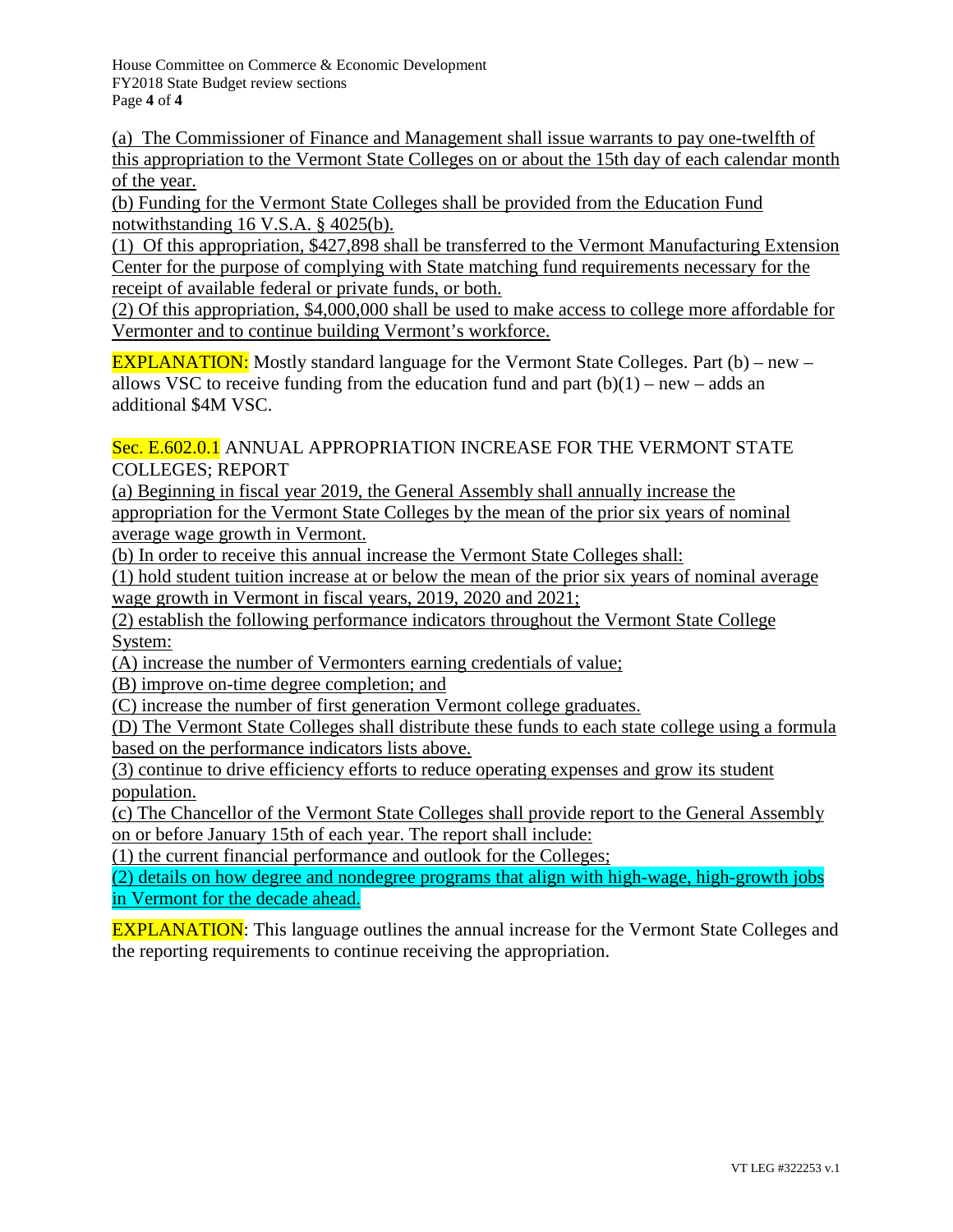(a) The Commissioner of Finance and Management shall issue warrants to pay one-twelfth of this appropriation to the Vermont State Colleges on or about the 15th day of each calendar month of the year.

(b) Funding for the Vermont State Colleges shall be provided from the Education Fund notwithstanding 16 V.S.A. § 4025(b).

(1) Of this appropriation, $427,898 shall be transferred to the Vermont Manufacturing Extension Center for the purpose of complying with State matching fund requirements necessary for the receipt of available federal or private funds, or both.

(2) Of this appropriation, $4,000,000 shall be used to make access to college more affordable for Vermonter and to continue building Vermont's workforce.

EXPLANATION: Mostly standard language for the Vermont State Colleges. Part (b) – new – allows VSC to receive funding from the education fund and part (b)(1) – new – adds an additional $4M VSC.

Sec. E.602.0.1 ANNUAL APPROPRIATION INCREASE FOR THE VERMONT STATE COLLEGES; REPORT

(a) Beginning in fiscal year 2019, the General Assembly shall annually increase the appropriation for the Vermont State Colleges by the mean of the prior six years of nominal average wage growth in Vermont.

(b) In order to receive this annual increase the Vermont State Colleges shall:

(1) hold student tuition increase at or below the mean of the prior six years of nominal average wage growth in Vermont in fiscal years, 2019, 2020 and 2021;

(2) establish the following performance indicators throughout the Vermont State College System:

(A) increase the number of Vermonters earning credentials of value;

(B) improve on-time degree completion; and

(C) increase the number of first generation Vermont college graduates.

(D) The Vermont State Colleges shall distribute these funds to each state college using a formula based on the performance indicators lists above.

(3) continue to drive efficiency efforts to reduce operating expenses and grow its student population.

(c) The Chancellor of the Vermont State Colleges shall provide report to the General Assembly on or before January 15th of each year. The report shall include:

(1) the current financial performance and outlook for the Colleges;

(2) details on how degree and nondegree programs that align with high-wage, high-growth jobs in Vermont for the decade ahead.

EXPLANATION: This language outlines the annual increase for the Vermont State Colleges and the reporting requirements to continue receiving the appropriation.